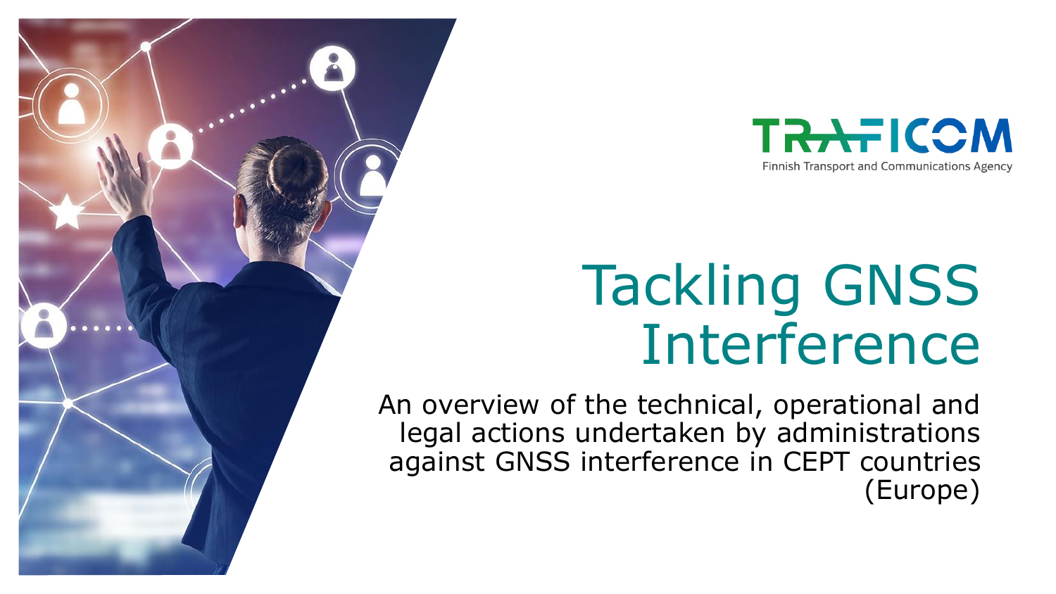TRAFICOM

Finnish Transport and Communications Agency

# Tackling GNSS Interference

An overview of the technical, operational and legal actions undertaken by administrations against GNSS interference in CEPT countries (Europe)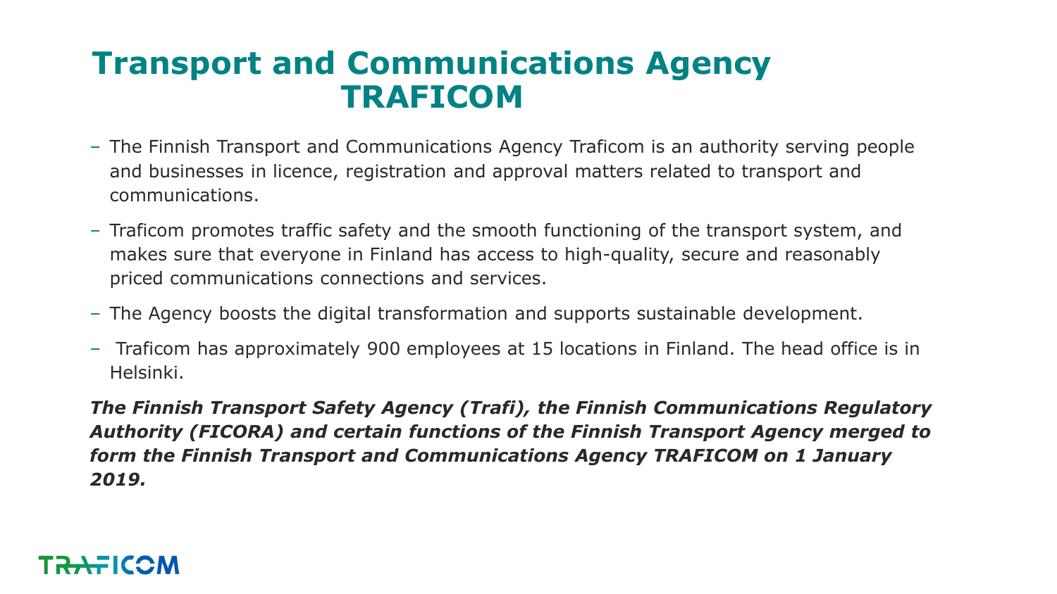# Transport and Communications Agency TRAFICOM

- The Finnish Transport and Communications Agency Traficom is an authority serving people and businesses in licence, registration and approval matters related to transport and communications.
- Traficom promotes traffic safety and the smooth functioning of the transport system, and makes sure that everyone in Finland has access to high-quality, secure and reasonably priced communications connections and services.
- The Agency boosts the digital transformation and supports sustainable development.
- Traficom has approximately 900 employees at 15 locations in Finland. The head office is in Helsinki.

***The Finnish Transport Safety Agency (Trafi), the Finnish Communications Regulatory Authority (FICORA) and certain functions of the Finnish Transport Agency merged to form the Finnish Transport and Communications Agency TRAFICOM on 1 January 2019.***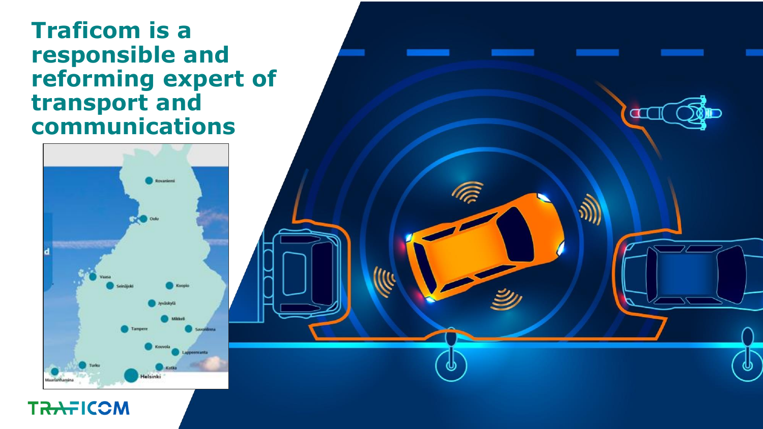# Traficom is a responsible and reforming expert of transport and communications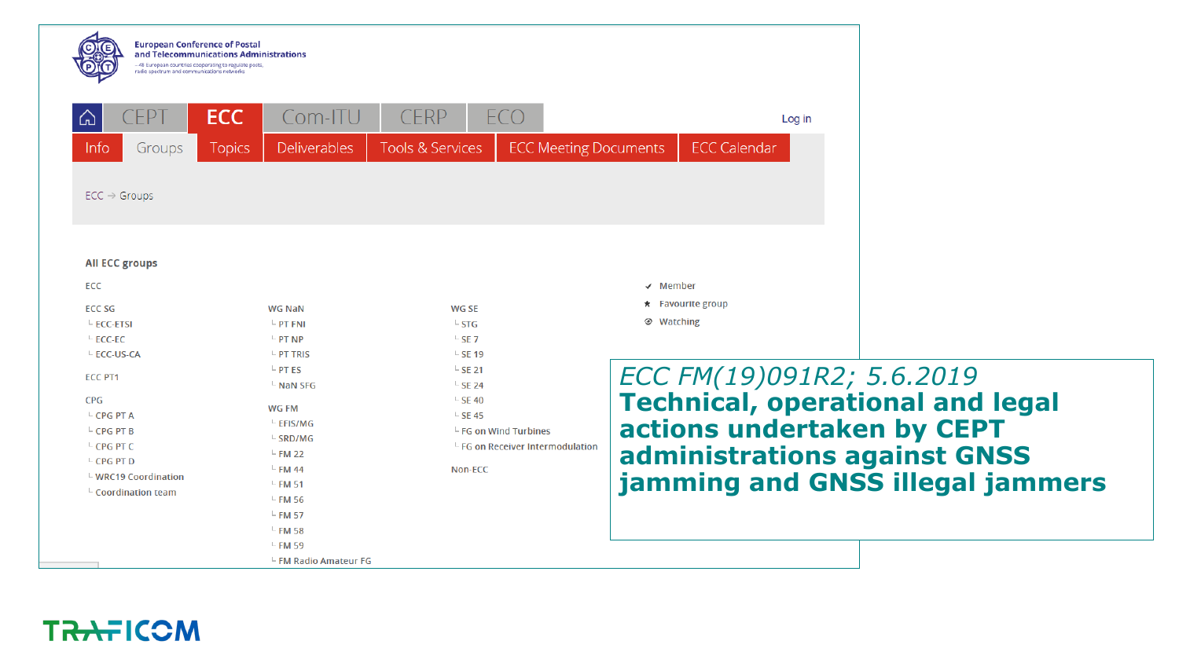European Conference of Postal and Telecommunications Administrations

CEPT | ECC | Com-ITU | CERP | ECO — Log in

Info | Groups | Topics | Deliverables | Tools & Services | ECC Meeting Documents | ECC Calendar

ECC → Groups

**All ECC groups**

ECC

- ECC SG
  - ECC-ETSI
  - ECC-EC
  - ECC-US-CA
- ECC PT1
- CPG
  - CPG PT A
  - CPG PT B
  - CPG PT C
  - CPG PT D
  - WRC19 Coordination
  - Coordination team
- WG NaN
  - PT FNI
  - PT NP
  - PT TRIS
  - PT ES
  - NaN SFG
- WG FM
  - EFIS/MG
  - SRD/MG
  - FM 22
  - FM 44
  - FM 51
  - FM 56
  - FM 57
  - FM 58
  - FM 59
  - FM Radio Amateur FG
- WG SE
  - STG
  - SE 7
  - SE 19
  - SE 21
  - SE 24
  - SE 40
  - SE 45
  - FG on Wind Turbines
  - FG on Receiver Intermodulation
- Non-ECC

✔ Member
★ Favourite group
Watching

*ECC FM(19)091R2; 5.6.2019*

**Technical, operational and legal actions undertaken by CEPT administrations against GNSS jamming and GNSS illegal jammers**

TRAFICOM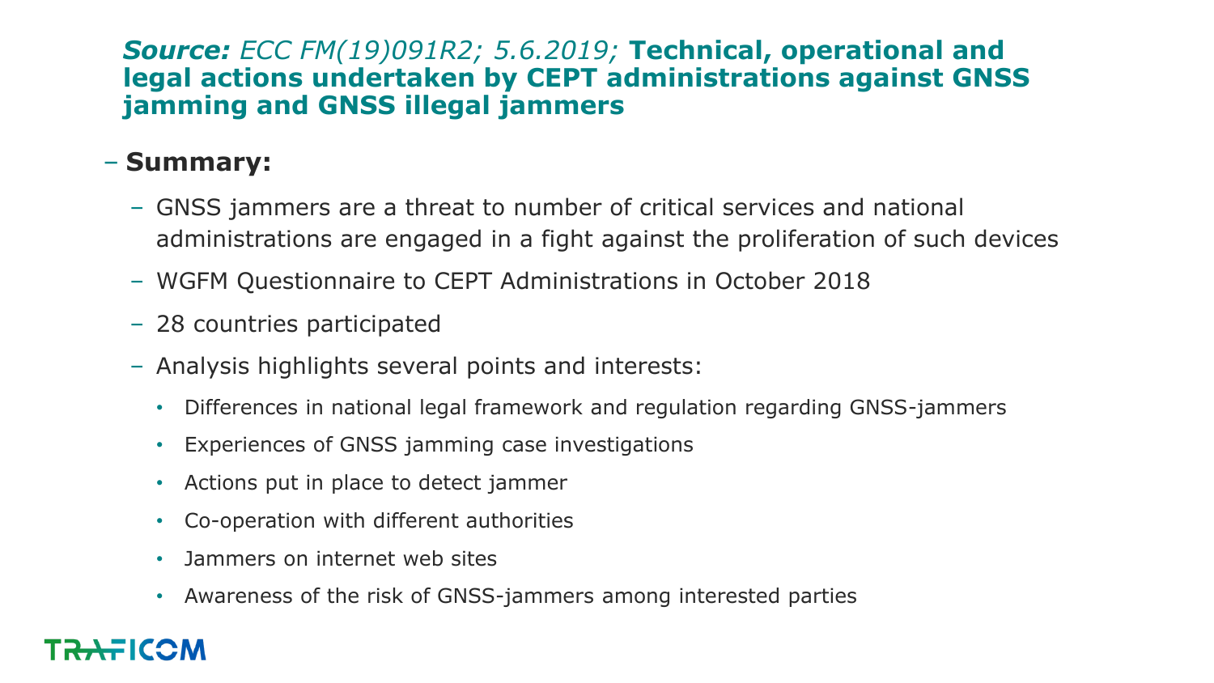***Source:*** *ECC FM(19)091R2; 5.6.2019;* **Technical, operational and legal actions undertaken by CEPT administrations against GNSS jamming and GNSS illegal jammers**

- **Summary:**
  - GNSS jammers are a threat to number of critical services and national administrations are engaged in a fight against the proliferation of such devices
  - WGFM Questionnaire to CEPT Administrations in October 2018
  - 28 countries participated
  - Analysis highlights several points and interests:
    - Differences in national legal framework and regulation regarding GNSS-jammers
    - Experiences of GNSS jamming case investigations
    - Actions put in place to detect jammer
    - Co-operation with different authorities
    - Jammers on internet web sites
    - Awareness of the risk of GNSS-jammers among interested parties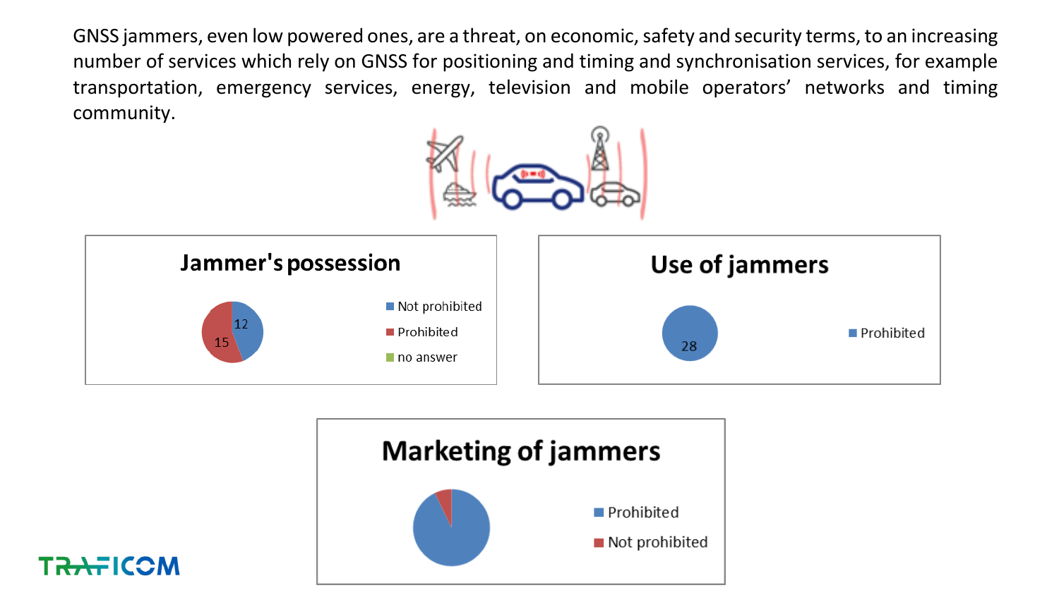GNSS jammers, even low powered ones, are a threat, on economic, safety and security terms, to an increasing number of services which rely on GNSS for positioning and timing and synchronisation services, for example transportation, emergency services, energy, television and mobile operators' networks and timing community.

**Jammer's possession**

- Not prohibited: 12
- Prohibited: 15
- no answer

**Use of jammers**

- Prohibited: 28

**Marketing of jammers**

- Prohibited
- Not prohibited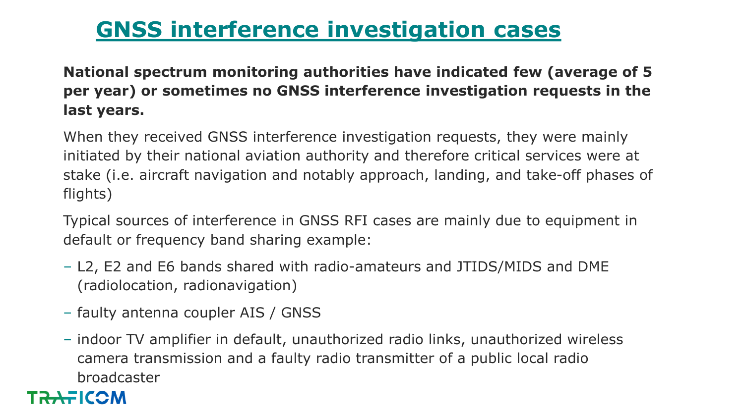# GNSS interference investigation cases

**National spectrum monitoring authorities have indicated few (average of 5 per year) or sometimes no GNSS interference investigation requests in the last years.**

When they received GNSS interference investigation requests, they were mainly initiated by their national aviation authority and therefore critical services were at stake (i.e. aircraft navigation and notably approach, landing, and take-off phases of flights)

Typical sources of interference in GNSS RFI cases are mainly due to equipment in default or frequency band sharing example:

- L2, E2 and E6 bands shared with radio-amateurs and JTIDS/MIDS and DME (radiolocation, radionavigation)
- faulty antenna coupler AIS / GNSS
- indoor TV amplifier in default, unauthorized radio links, unauthorized wireless camera transmission and a faulty radio transmitter of a public local radio broadcaster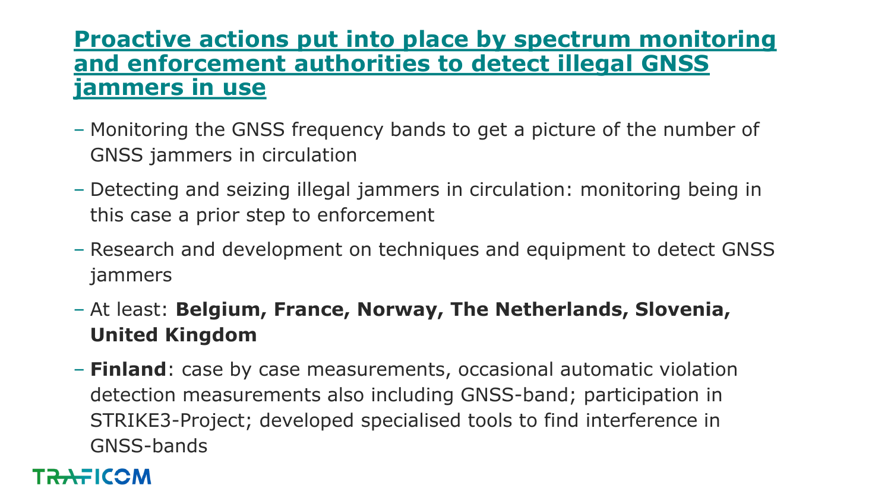## Proactive actions put into place by spectrum monitoring and enforcement authorities to detect illegal GNSS jammers in use

- Monitoring the GNSS frequency bands to get a picture of the number of GNSS jammers in circulation
- Detecting and seizing illegal jammers in circulation: monitoring being in this case a prior step to enforcement
- Research and development on techniques and equipment to detect GNSS jammers
- At least: **Belgium, France, Norway, The Netherlands, Slovenia, United Kingdom**
- **Finland**: case by case measurements, occasional automatic violation detection measurements also including GNSS-band; participation in STRIKE3-Project; developed specialised tools to find interference in GNSS-bands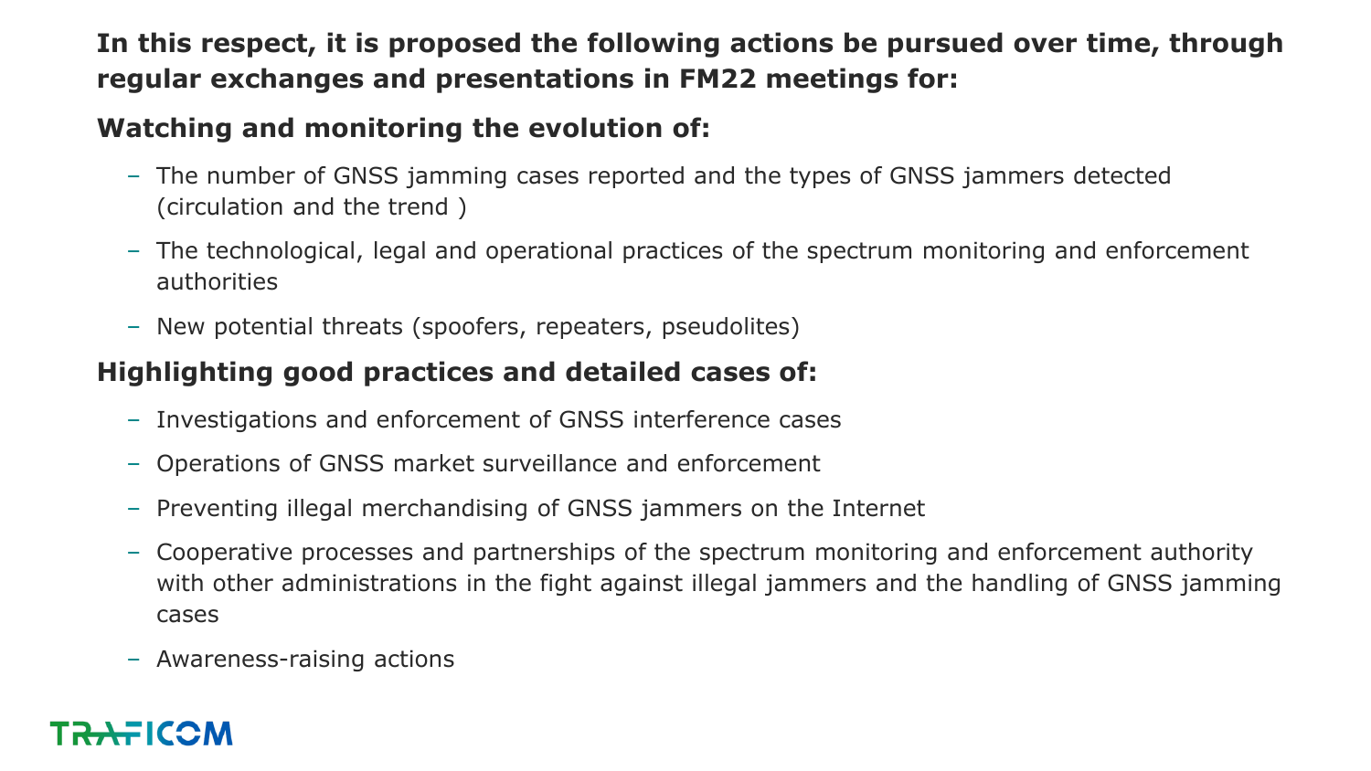**In this respect, it is proposed the following actions be pursued over time, through regular exchanges and presentations in FM22 meetings for:**

**Watching and monitoring the evolution of:**

- The number of GNSS jamming cases reported and the types of GNSS jammers detected (circulation and the trend )
- The technological, legal and operational practices of the spectrum monitoring and enforcement authorities
- New potential threats (spoofers, repeaters, pseudolites)

**Highlighting good practices and detailed cases of:**

- Investigations and enforcement of GNSS interference cases
- Operations of GNSS market surveillance and enforcement
- Preventing illegal merchandising of GNSS jammers on the Internet
- Cooperative processes and partnerships of the spectrum monitoring and enforcement authority with other administrations in the fight against illegal jammers and the handling of GNSS jamming cases
- Awareness-raising actions

TRAFICOM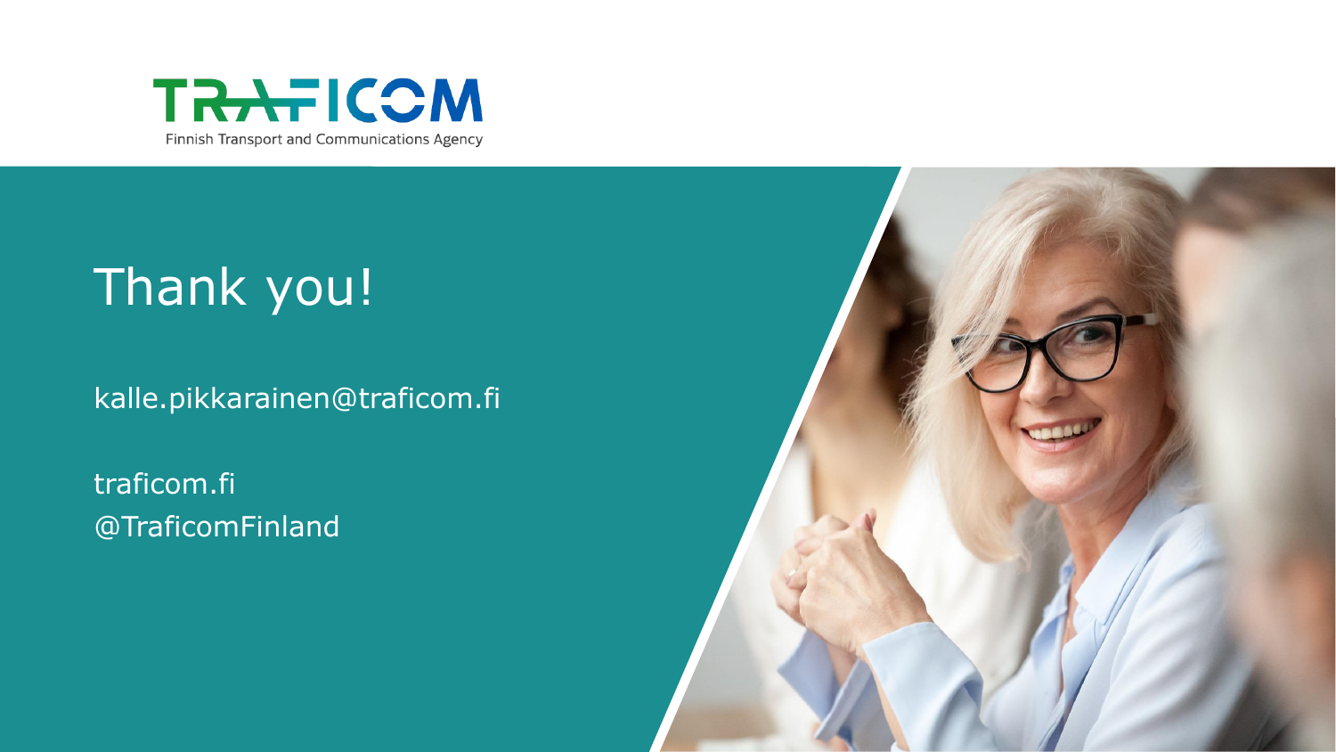TRAFICOM

Finnish Transport and Communications Agency

# Thank you!

kalle.pikkarainen@traficom.fi

traficom.fi
@TraficomFinland